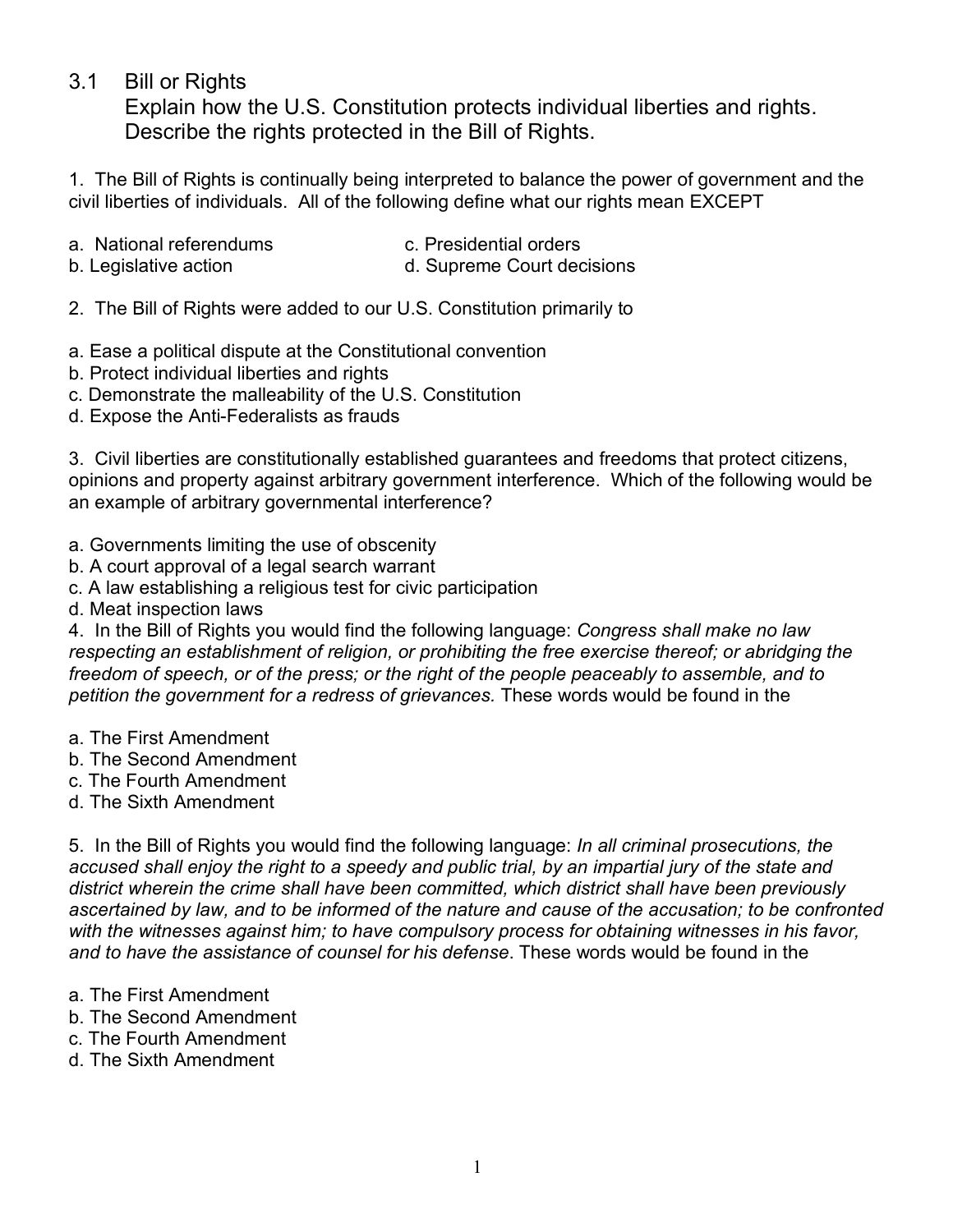## 3.1 Bill or Rights

Explain how the U.S. Constitution protects individual liberties and rights.
Describe the rights protected in the Bill of Rights.

1. The Bill of Rights is continually being interpreted to balance the power of government and the civil liberties of individuals. All of the following define what our rights mean EXCEPT

a. National referendums
b. Legislative action
c. Presidential orders
d. Supreme Court decisions

2. The Bill of Rights were added to our U.S. Constitution primarily to

a. Ease a political dispute at the Constitutional convention
b. Protect individual liberties and rights
c. Demonstrate the malleability of the U.S. Constitution
d. Expose the Anti-Federalists as frauds

3. Civil liberties are constitutionally established guarantees and freedoms that protect citizens, opinions and property against arbitrary government interference. Which of the following would be an example of arbitrary governmental interference?

a. Governments limiting the use of obscenity
b. A court approval of a legal search warrant
c. A law establishing a religious test for civic participation
d. Meat inspection laws

4. In the Bill of Rights you would find the following language: *Congress shall make no law respecting an establishment of religion, or prohibiting the free exercise thereof; or abridging the freedom of speech, or of the press; or the right of the people peaceably to assemble, and to petition the government for a redress of grievances.* These words would be found in the

a. The First Amendment
b. The Second Amendment
c. The Fourth Amendment
d. The Sixth Amendment

5. In the Bill of Rights you would find the following language: *In all criminal prosecutions, the accused shall enjoy the right to a speedy and public trial, by an impartial jury of the state and district wherein the crime shall have been committed, which district shall have been previously ascertained by law, and to be informed of the nature and cause of the accusation; to be confronted with the witnesses against him; to have compulsory process for obtaining witnesses in his favor, and to have the assistance of counsel for his defense*. These words would be found in the

a. The First Amendment
b. The Second Amendment
c. The Fourth Amendment
d. The Sixth Amendment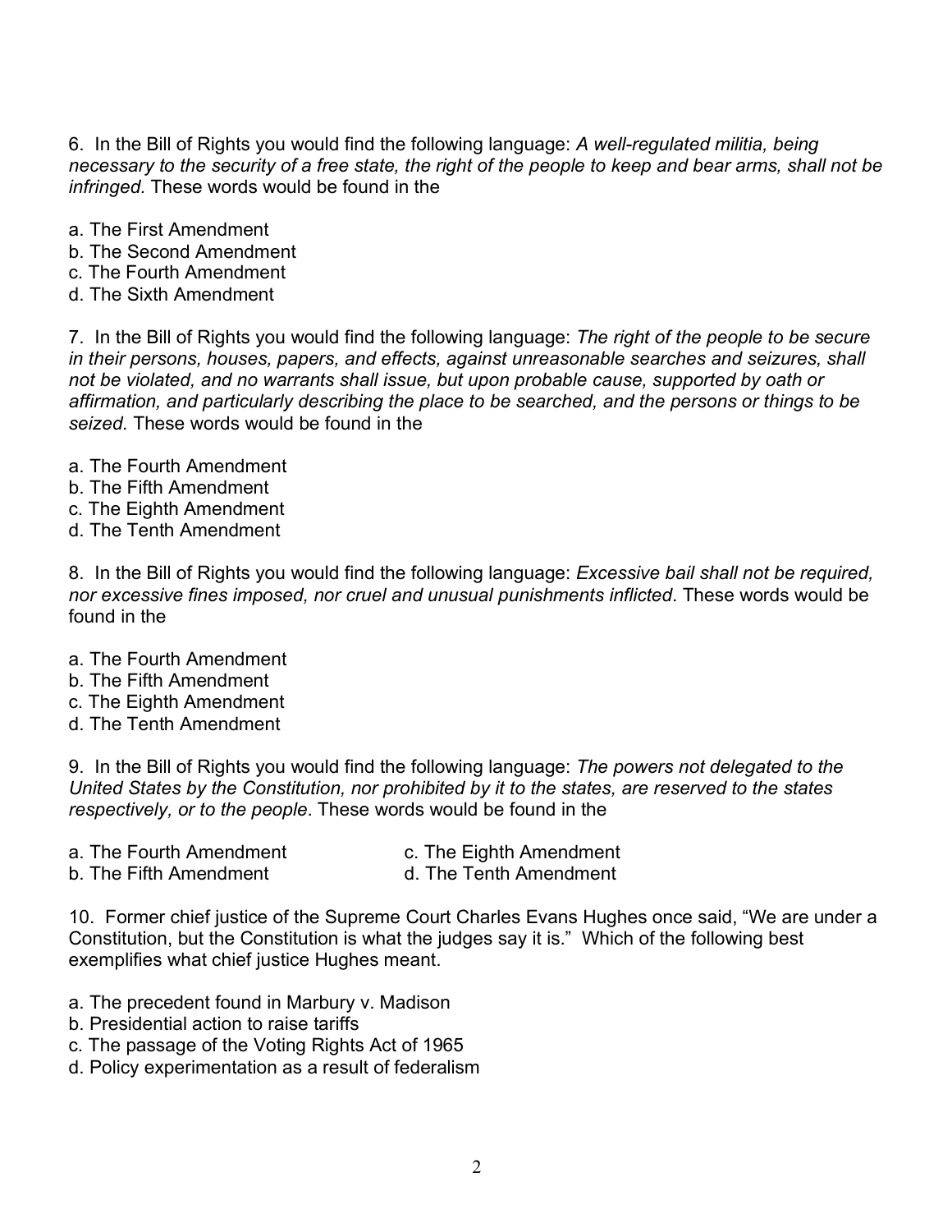6. In the Bill of Rights you would find the following language: *A well-regulated militia, being necessary to the security of a free state, the right of the people to keep and bear arms, shall not be infringed.* These words would be found in the

a. The First Amendment
b. The Second Amendment
c. The Fourth Amendment
d. The Sixth Amendment

7. In the Bill of Rights you would find the following language: *The right of the people to be secure in their persons, houses, papers, and effects, against unreasonable searches and seizures, shall not be violated, and no warrants shall issue, but upon probable cause, supported by oath or affirmation, and particularly describing the place to be searched, and the persons or things to be seized.* These words would be found in the

a. The Fourth Amendment
b. The Fifth Amendment
c. The Eighth Amendment
d. The Tenth Amendment

8. In the Bill of Rights you would find the following language: *Excessive bail shall not be required, nor excessive fines imposed, nor cruel and unusual punishments inflicted*. These words would be found in the

a. The Fourth Amendment
b. The Fifth Amendment
c. The Eighth Amendment
d. The Tenth Amendment

9. In the Bill of Rights you would find the following language: *The powers not delegated to the United States by the Constitution, nor prohibited by it to the states, are reserved to the states respectively, or to the people*. These words would be found in the

a. The Fourth Amendment
b. The Fifth Amendment
c. The Eighth Amendment
d. The Tenth Amendment

10. Former chief justice of the Supreme Court Charles Evans Hughes once said, "We are under a Constitution, but the Constitution is what the judges say it is." Which of the following best exemplifies what chief justice Hughes meant.

a. The precedent found in Marbury v. Madison
b. Presidential action to raise tariffs
c. The passage of the Voting Rights Act of 1965
d. Policy experimentation as a result of federalism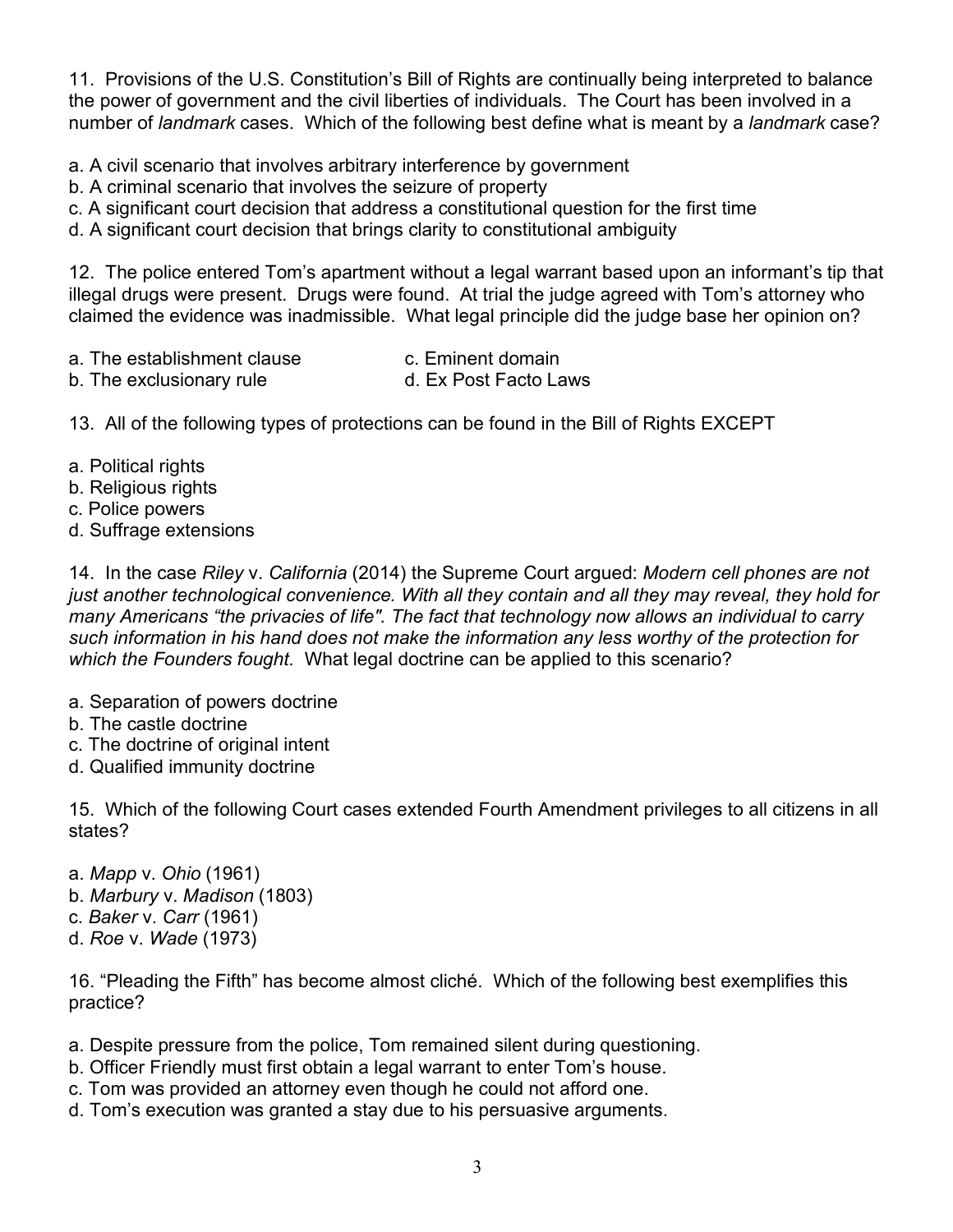11. Provisions of the U.S. Constitution's Bill of Rights are continually being interpreted to balance the power of government and the civil liberties of individuals. The Court has been involved in a number of *landmark* cases. Which of the following best define what is meant by a *landmark* case?

a. A civil scenario that involves arbitrary interference by government
b. A criminal scenario that involves the seizure of property
c. A significant court decision that address a constitutional question for the first time
d. A significant court decision that brings clarity to constitutional ambiguity

12. The police entered Tom's apartment without a legal warrant based upon an informant's tip that illegal drugs were present. Drugs were found. At trial the judge agreed with Tom's attorney who claimed the evidence was inadmissible. What legal principle did the judge base her opinion on?

a. The establishment clause
b. The exclusionary rule
c. Eminent domain
d. Ex Post Facto Laws

13. All of the following types of protections can be found in the Bill of Rights EXCEPT

a. Political rights
b. Religious rights
c. Police powers
d. Suffrage extensions

14. In the case *Riley* v. *California* (2014) the Supreme Court argued: *Modern cell phones are not just another technological convenience. With all they contain and all they may reveal, they hold for many Americans "the privacies of life". The fact that technology now allows an individual to carry such information in his hand does not make the information any less worthy of the protection for which the Founders fought.* What legal doctrine can be applied to this scenario?

a. Separation of powers doctrine
b. The castle doctrine
c. The doctrine of original intent
d. Qualified immunity doctrine

15. Which of the following Court cases extended Fourth Amendment privileges to all citizens in all states?

a. *Mapp* v. *Ohio* (1961)
b. *Marbury* v. *Madison* (1803)
c. *Baker* v. *Carr* (1961)
d. *Roe* v. *Wade* (1973)

16. "Pleading the Fifth" has become almost cliché. Which of the following best exemplifies this practice?

a. Despite pressure from the police, Tom remained silent during questioning.
b. Officer Friendly must first obtain a legal warrant to enter Tom's house.
c. Tom was provided an attorney even though he could not afford one.
d. Tom's execution was granted a stay due to his persuasive arguments.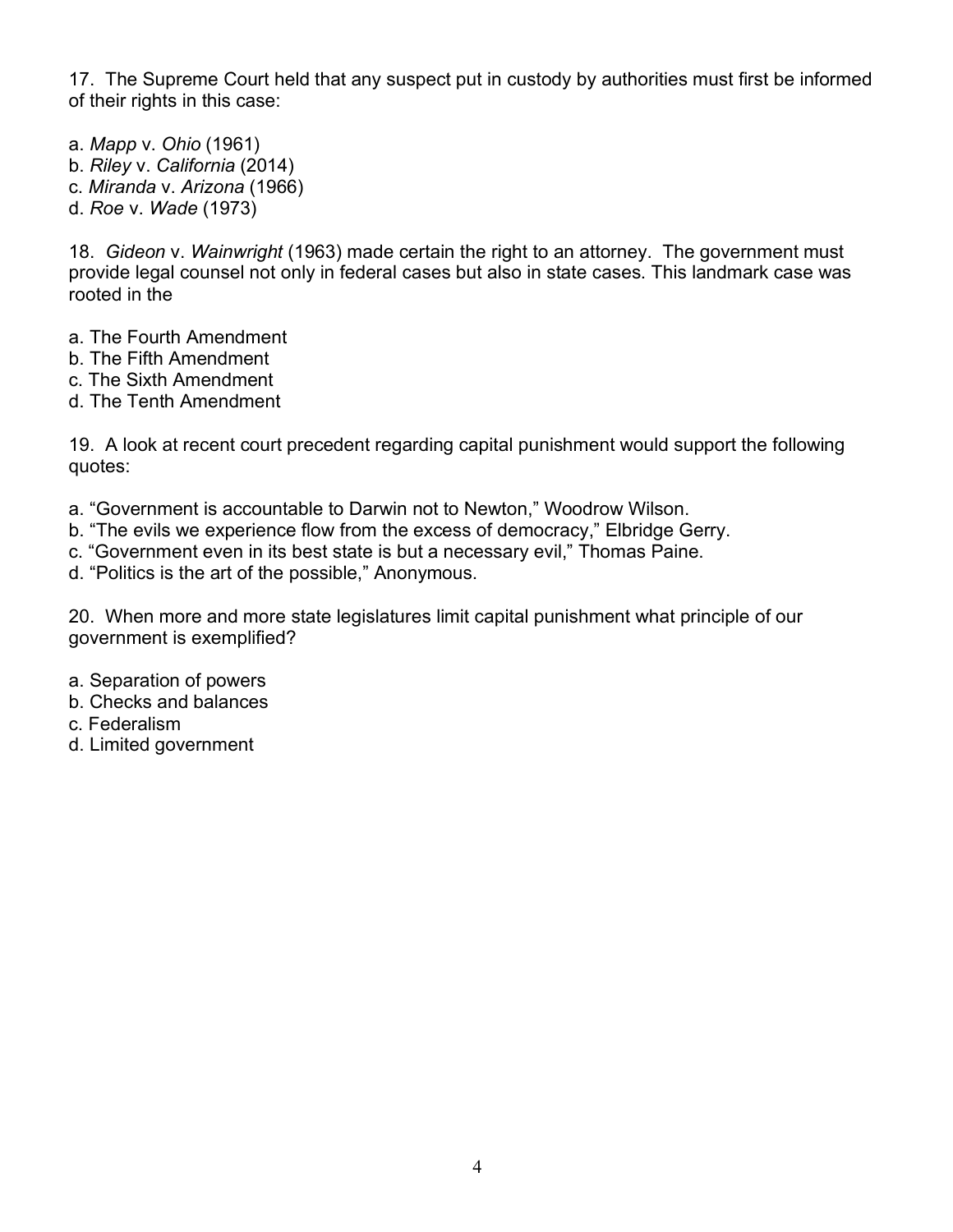17. The Supreme Court held that any suspect put in custody by authorities must first be informed of their rights in this case:

a. *Mapp* v. *Ohio* (1961)
b. *Riley* v. *California* (2014)
c. *Miranda* v. *Arizona* (1966)
d. *Roe* v. *Wade* (1973)

18. *Gideon* v. *Wainwright* (1963) made certain the right to an attorney. The government must provide legal counsel not only in federal cases but also in state cases. This landmark case was rooted in the

a. The Fourth Amendment
b. The Fifth Amendment
c. The Sixth Amendment
d. The Tenth Amendment

19. A look at recent court precedent regarding capital punishment would support the following quotes:

a. "Government is accountable to Darwin not to Newton," Woodrow Wilson.
b. "The evils we experience flow from the excess of democracy," Elbridge Gerry.
c. "Government even in its best state is but a necessary evil," Thomas Paine.
d. "Politics is the art of the possible," Anonymous.

20. When more and more state legislatures limit capital punishment what principle of our government is exemplified?

a. Separation of powers
b. Checks and balances
c. Federalism
d. Limited government